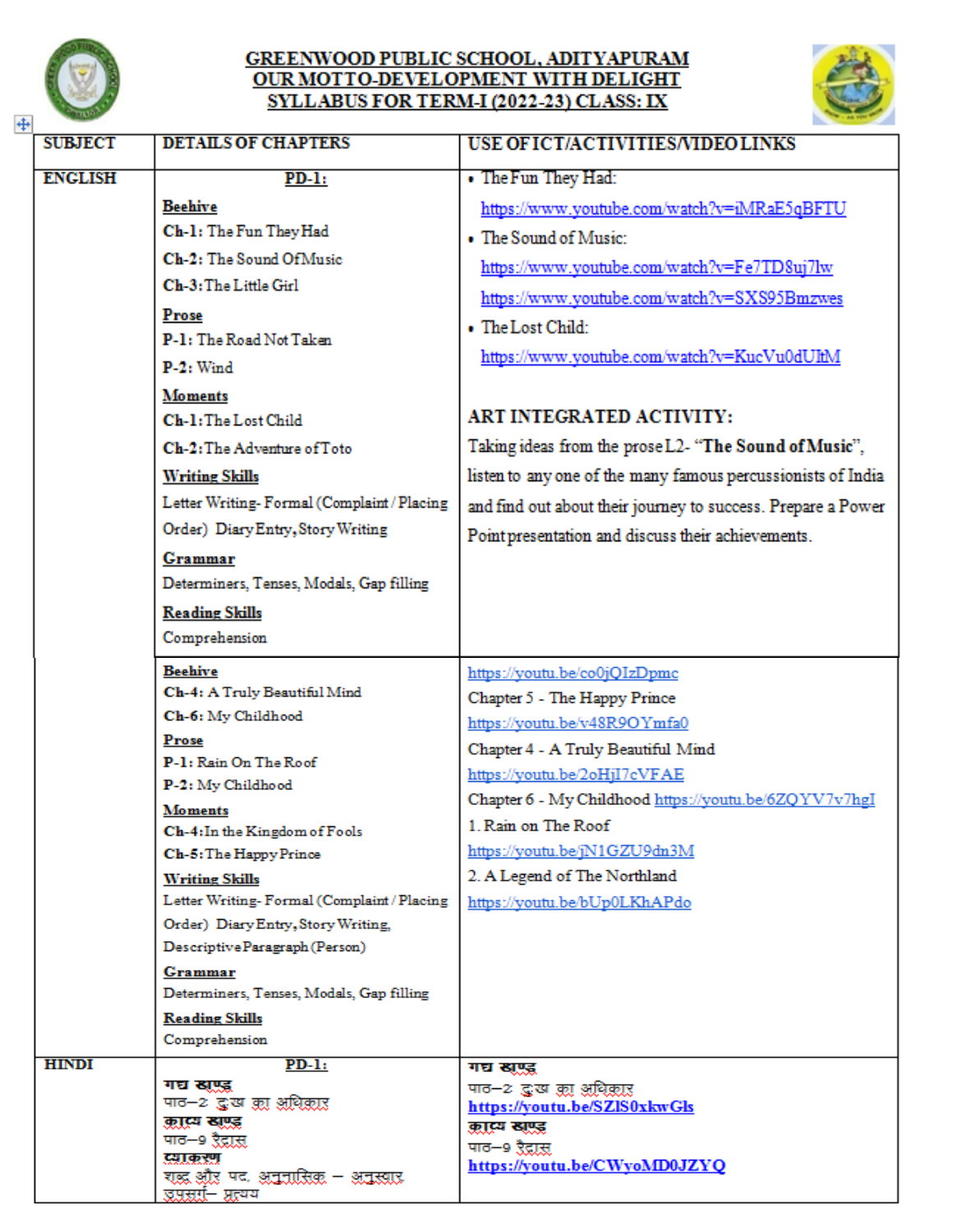# GREENWOOD PUBLIC SCHOOL, ADITYAPURAM
## OUR MOTTO-DEVELOPMENT WITH DELIGHT
## SYLLABUS FOR TERM-I (2022-23) CLASS: IX

| SUBJECT | DETAILS OF CHAPTERS | USE OF ICT/ACTIVITIES/VIDEO LINKS |
|---|---|---|
| ENGLISH | **PD-1:**<br>**Beehive**<br>**Ch-1:** The Fun They Had<br>**Ch-2:** The Sound Of Music<br>**Ch-3:** The Little Girl<br>**Prose**<br>**P-1:** The Road Not Taken<br>**P-2:** Wind<br>**Moments**<br>**Ch-1:** The Lost Child<br>**Ch-2:** The Adventure of Toto<br>**Writing Skills**<br>Letter Writing- Formal (Complaint / Placing Order) Diary Entry, Story Writing<br>**Grammar**<br>Determiners, Tenses, Modals, Gap filling<br>**Reading Skills**<br>Comprehension | • The Fun They Had:<br>https://www.youtube.com/watch?v=iMRaE5qBFTU<br>• The Sound of Music:<br>https://www.youtube.com/watch?v=Fe7TD8uj7lw<br>https://www.youtube.com/watch?v=SXS95Bmzwes<br>• The Lost Child:<br>https://www.youtube.com/watch?v=KucVu0dUItM<br><br>**ART INTEGRATED ACTIVITY:**<br>Taking ideas from the prose L2- "**The Sound of Music**", listen to any one of the many famous percussionists of India and find out about their journey to success. Prepare a Power Point presentation and discuss their achievements. |
| | **Beehive**<br>**Ch-4:** A Truly Beautiful Mind<br>**Ch-6:** My Childhood<br>**Prose**<br>**P-1:** Rain On The Roof<br>**P-2:** My Childhood<br>**Moments**<br>**Ch-4:** In the Kingdom of Fools<br>**Ch-5:** The Happy Prince<br>**Writing Skills**<br>Letter Writing- Formal (Complaint / Placing Order) Diary Entry, Story Writing, Descriptive Paragraph (Person)<br>**Grammar**<br>Determiners, Tenses, Modals, Gap filling<br>**Reading Skills**<br>Comprehension | https://youtu.be/co0jQIzDpmc<br>Chapter 5 - The Happy Prince<br>https://youtu.be/v48R9OYmfa0<br>Chapter 4 - A Truly Beautiful Mind<br>https://youtu.be/2oHjI7cVFAE<br>Chapter 6 - My Childhood https://youtu.be/6ZQYV7v7hgI<br>1. Rain on The Roof<br>https://youtu.be/jN1GZU9dn3M<br>2. A Legend of The Northland<br>https://youtu.be/bUp0LKhAPdo |
| HINDI | **PD-1:**<br>**गद्य खण्ड**<br>पाठ–2 दुःख का अधिकार<br>**काव्य खण्ड**<br>पाठ–9 रैदास<br>**व्याकरण**<br>शब्द और पद, अनुनासिक – अनुस्वार<br>उपसर्ग– प्रत्यय | **गद्य खण्ड**<br>पाठ–2 दुःख का अधिकार<br>**https://youtu.be/SZlS0xkwGls**<br>**काव्य खण्ड**<br>पाठ–9 रैदास<br>**https://youtu.be/CWyoMD0JZYQ** |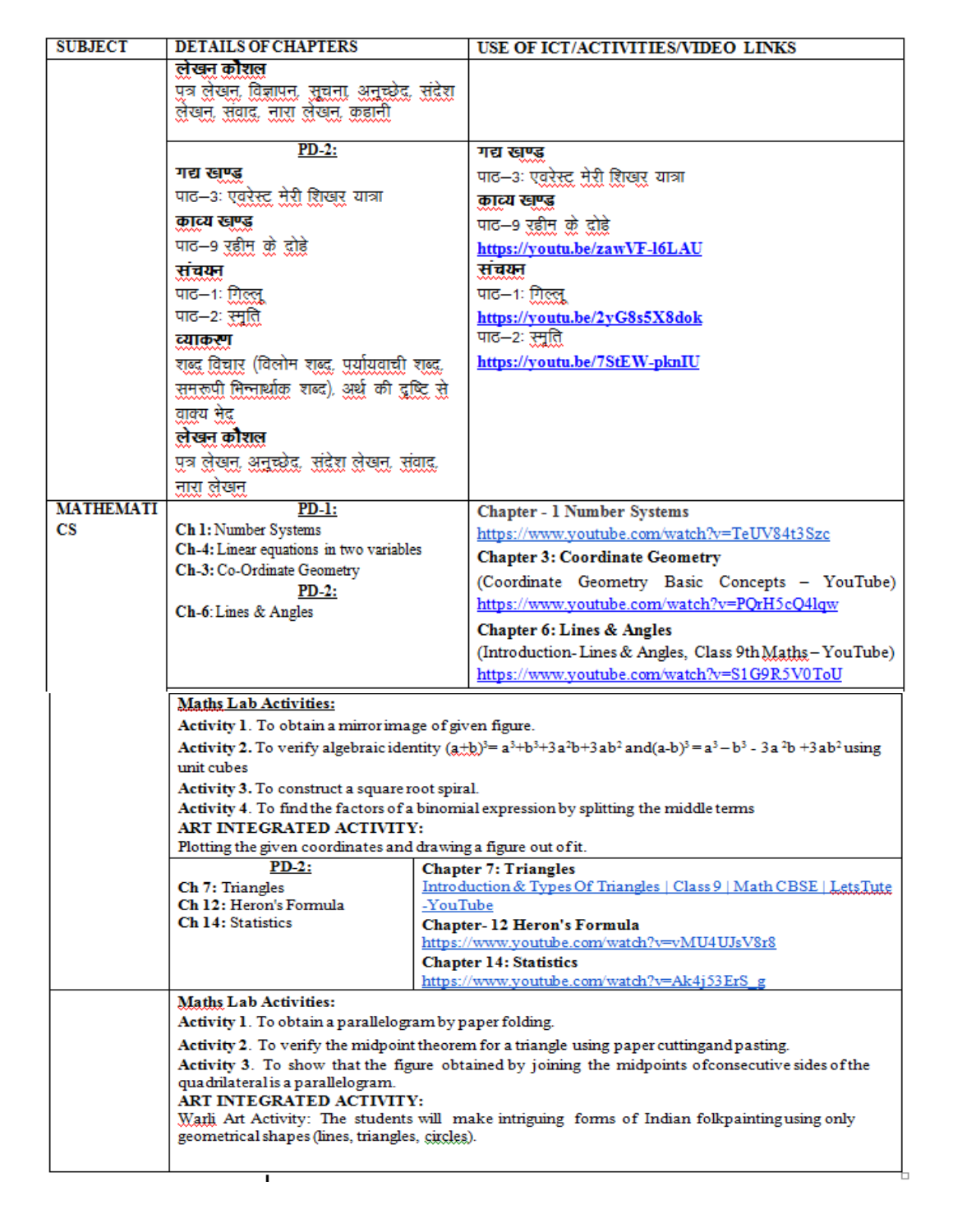| SUBJECT | DETAILS OF CHAPTERS | USE OF ICT/ACTIVITIES/VIDEO LINKS |
|---|---|---|
| | **लेखन कौशल**<br>पत्र लेखन, विज्ञापन, सूचना, अनुच्छेद, संदेश लेखन, संवाद, नारा लेखन, कहानी | |
| | **PD-2:**<br>**गद्य खण्ड**<br>पाठ–3: एवरेस्ट मेरी शिखर यात्रा<br>**काव्य खण्ड**<br>पाठ–9 रहीम के दोहे<br>**संचयन**<br>पाठ–1: गिल्लू<br>पाठ–2: स्मृति<br>**व्याकरण**<br>शब्द विचार (विलोम शब्द, पर्यायवाची शब्द, समरूपी भिन्नार्थक शब्द), अर्थ की दृष्टि से वाक्य भेद<br>**लेखन कौशल**<br>पत्र लेखन, अनुच्छेद, संदेश लेखन, संवाद, नारा लेखन | **गद्य खण्ड**<br>पाठ–3: एवरेस्ट मेरी शिखर यात्रा<br>**काव्य खण्ड**<br>पाठ–9 रहीम के दोहे<br>https://youtu.be/zawVF-l6LAU<br>**संचयन**<br>पाठ–1: गिल्लू<br>https://youtu.be/2yG8s5X8dok<br>पाठ–2: स्मृति<br>https://youtu.be/7StEW-pknIU |
| MATHEMATICS | **PD-1:**<br>**Ch 1:** Number Systems<br>**Ch-4:** Linear equations in two variables<br>**Ch-3:** Co-Ordinate Geometry<br>**PD-2:**<br>**Ch-6:** Lines & Angles | **Chapter - 1 Number Systems**<br>https://www.youtube.com/watch?v=TeUV84t3Szc<br>**Chapter 3: Coordinate Geometry**<br>(Coordinate Geometry Basic Concepts – YouTube)<br>https://www.youtube.com/watch?v=PQrH5cQ4lqw<br>**Chapter 6: Lines & Angles**<br>(Introduction- Lines & Angles, Class 9th Maths – YouTube)<br>https://www.youtube.com/watch?v=S1G9R5V0ToU |
| | **Maths Lab Activities:**<br>**Activity 1**. To obtain a mirror image of given figure.<br>**Activity 2.** To verify algebraic identity $(a+b)^3 = a^3+b^3+3a^2b+3ab^2$ and $(a-b)^3 = a^3 - b^3 - 3a^2b + 3ab^2$ using unit cubes<br>**Activity 3.** To construct a square root spiral.<br>**Activity 4**. To find the factors of a binomial expression by splitting the middle terms<br>**ART INTEGRATED ACTIVITY:**<br>Plotting the given coordinates and drawing a figure out of it. | |
| | **PD-2:**<br>**Ch 7:** Triangles<br>**Ch 12:** Heron's Formula<br>**Ch 14:** Statistics | **Chapter 7: Triangles**<br>Introduction & Types Of Triangles \| Class 9 \| Math CBSE \| LetsTute -YouTube<br>**Chapter- 12 Heron's Formula**<br>https://www.youtube.com/watch?v=vMU4UJsV8r8<br>**Chapter 14: Statistics**<br>https://www.youtube.com/watch?v=Ak4j53ErS_g |
| | **Maths Lab Activities:**<br>**Activity 1**. To obtain a parallelogram by paper folding.<br>**Activity 2**. To verify the midpoint theorem for a triangle using paper cutting and pasting.<br>**Activity 3**. To show that the figure obtained by joining the midpoints of consecutive sides of the quadrilateral is a parallelogram.<br>**ART INTEGRATED ACTIVITY:**<br>Warli Art Activity: The students will make intriguing forms of Indian folk painting using only geometrical shapes (lines, triangles, circles). | |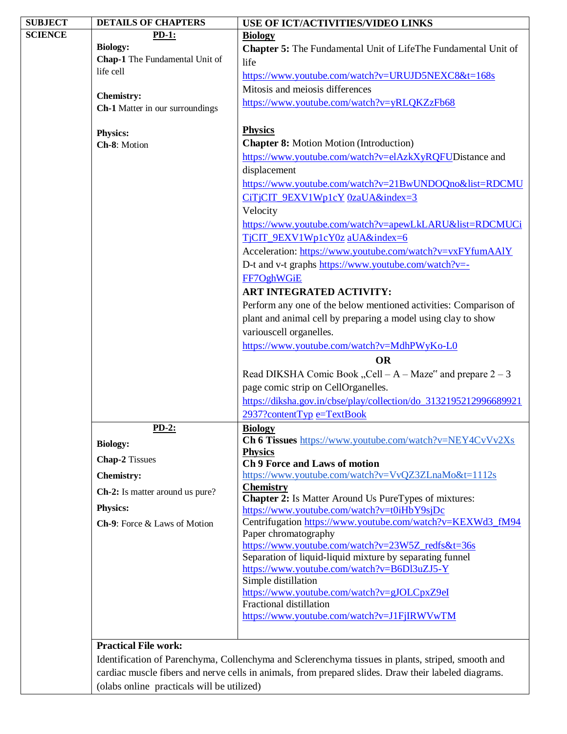| SUBJECT | DETAILS OF CHAPTERS | USE OF ICT/ACTIVITIES/VIDEO LINKS |
|---|---|---|
| **SCIENCE** | **PD-1:**<br>**Biology:**<br>**Chap-1** The Fundamental Unit of life cell<br><br>**Chemistry:**<br>**Ch-1** Matter in our surroundings<br><br>**Physics:**<br>**Ch-8**: Motion | **Biology**<br>**Chapter 5:** The Fundamental Unit of LifeThe Fundamental Unit of life<br>https://www.youtube.com/watch?v=URUJD5NEXC8&t=168s<br>Mitosis and meiosis differences<br>https://www.youtube.com/watch?v=yRLQKZzFb68<br><br>**Physics**<br>**Chapter 8:** Motion Motion (Introduction)<br>https://www.youtube.com/watch?v=elAzkXyRQFUDistance and displacement<br>https://www.youtube.com/watch?v=21BwUNDOQno&list=RDCMUCiTjCIT_9EXV1Wp1cY 0zaUA&index=3<br>Velocity<br>https://www.youtube.com/watch?v=apewLkLARU&list=RDCMUCiTjCIT_9EXV1Wp1cY0z aUA&index=6<br>Acceleration: https://www.youtube.com/watch?v=vxFYfumAAlY<br>D-t and v-t graphs https://www.youtube.com/watch?v=-FF7OghWGiE<br>**ART INTEGRATED ACTIVITY:**<br>Perform any one of the below mentioned activities: Comparison of plant and animal cell by preparing a model using clay to show variouscell organelles.<br>https://www.youtube.com/watch?v=MdhPWyKo-L0<br>**OR**<br>Read DIKSHA Comic Book „Cell – A – Maze" and prepare 2 – 3 page comic strip on CellOrganelles.<br>https://diksha.gov.in/cbse/play/collection/do_31321952129966899212937?contentTyp e=TextBook |
| | **PD-2:**<br>**Biology:**<br>**Chap-2** Tissues<br>**Chemistry:**<br>**Ch-2:** Is matter around us pure?<br>**Physics:**<br>**Ch-9**: Force & Laws of Motion | **Biology**<br>**Ch 6 Tissues** https://www.youtube.com/watch?v=NEY4CvVv2Xs<br>**Physics**<br>**Ch 9 Force and Laws of motion**<br>https://www.youtube.com/watch?v=VvQZ3ZLnaMo&t=1112s<br>**Chemistry**<br>**Chapter 2:** Is Matter Around Us PureTypes of mixtures:<br>https://www.youtube.com/watch?v=t0iHbY9sjDc<br>Centrifugation https://www.youtube.com/watch?v=KEXWd3_fM94<br>Paper chromatography<br>https://www.youtube.com/watch?v=23W5Z_redfs&t=36s<br>Separation of liquid-liquid mixture by separating funnel<br>https://www.youtube.com/watch?v=B6Dl3uZJ5-Y<br>Simple distillation<br>https://www.youtube.com/watch?v=gJOLCpxZ9eI<br>Fractional distillation<br>https://www.youtube.com/watch?v=J1FjIRWVwTM |
| | **Practical File work:**<br>Identification of Parenchyma, Collenchyma and Sclerenchyma tissues in plants, striped, smooth and cardiac muscle fibers and nerve cells in animals, from prepared slides. Draw their labeled diagrams. (olabs online practicals will be utilized) | |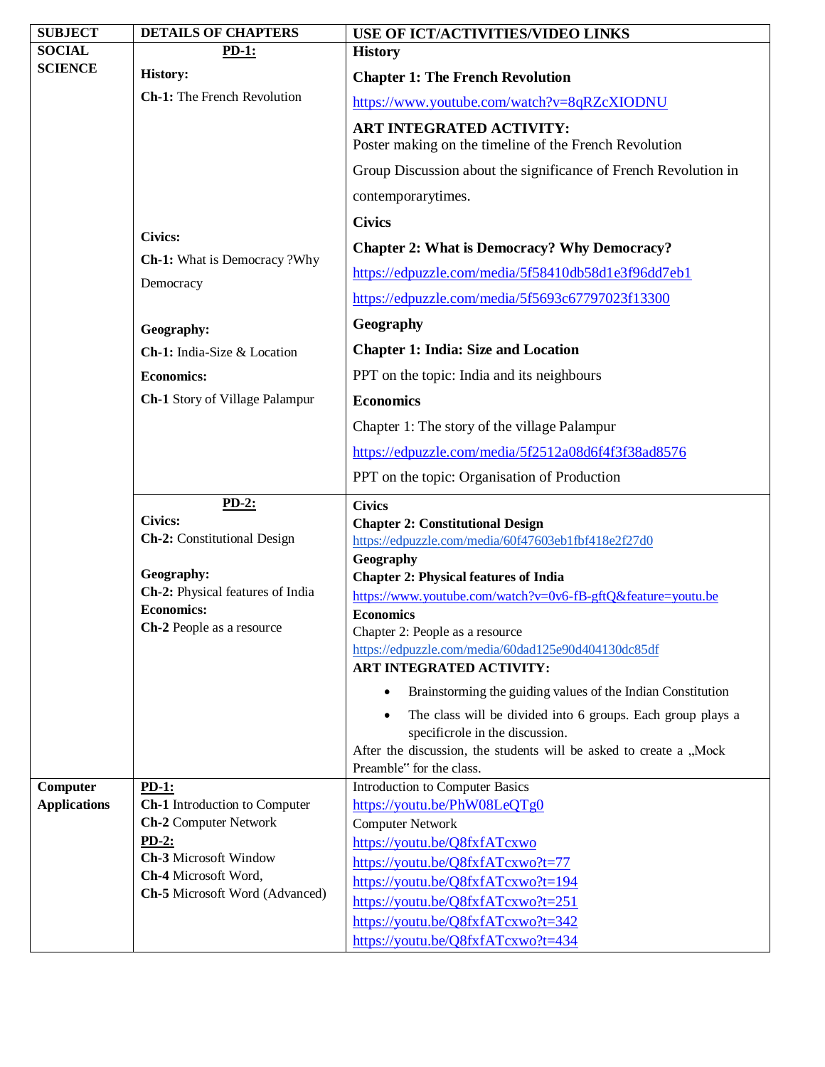| SUBJECT | DETAILS OF CHAPTERS | USE OF ICT/ACTIVITIES/VIDEO LINKS |
|---|---|---|
| **SOCIAL SCIENCE** | **PD-1:**<br><br>**History:**<br>**Ch-1:** The French Revolution<br><br>**Civics:**<br>**Ch-1:** What is Democracy ?Why Democracy<br><br>**Geography:**<br>**Ch-1:** India-Size & Location<br>**Economics:**<br>**Ch-1** Story of Village Palampur | **History**<br>**Chapter 1: The French Revolution**<br>https://www.youtube.com/watch?v=8qRZcXIODNU<br>**ART INTEGRATED ACTIVITY:**<br>Poster making on the timeline of the French Revolution<br>Group Discussion about the significance of French Revolution in contemporarytimes.<br>**Civics**<br>**Chapter 2: What is Democracy? Why Democracy?**<br>https://edpuzzle.com/media/5f58410db58d1e3f96dd7eb1<br>https://edpuzzle.com/media/5f5693c67797023f13300<br>**Geography**<br>**Chapter 1: India: Size and Location**<br>PPT on the topic: India and its neighbours<br>**Economics**<br>Chapter 1: The story of the village Palampur<br>https://edpuzzle.com/media/5f2512a08d6f4f3f38ad8576<br>PPT on the topic: Organisation of Production |
| | **PD-2:**<br>**Civics:**<br>**Ch-2:** Constitutional Design<br><br>**Geography:**<br>**Ch-2:** Physical features of India<br>**Economics:**<br>**Ch-2** People as a resource | **Civics**<br>**Chapter 2: Constitutional Design**<br>https://edpuzzle.com/media/60f47603eb1fbf418e2f27d0<br>**Geography**<br>**Chapter 2: Physical features of India**<br>https://www.youtube.com/watch?v=0v6-fB-gftQ&feature=youtu.be<br>**Economics**<br>Chapter 2: People as a resource<br>https://edpuzzle.com/media/60dad125e90d404130dc85df<br>**ART INTEGRATED ACTIVITY:**<br>• Brainstorming the guiding values of the Indian Constitution<br>• The class will be divided into 6 groups. Each group plays a specificrole in the discussion.<br>After the discussion, the students will be asked to create a „Mock Preamble" for the class. |
| **Computer Applications** | **PD-1:**<br>**Ch-1** Introduction to Computer<br>**Ch-2** Computer Network<br>**PD-2:**<br>**Ch-3** Microsoft Window<br>**Ch-4** Microsoft Word,<br>**Ch-5** Microsoft Word (Advanced) | Introduction to Computer Basics<br>https://youtu.be/PhW08LeQTg0<br>Computer Network<br>https://youtu.be/Q8fxfATcxwo<br>https://youtu.be/Q8fxfATcxwo?t=77<br>https://youtu.be/Q8fxfATcxwo?t=194<br>https://youtu.be/Q8fxfATcxwo?t=251<br>https://youtu.be/Q8fxfATcxwo?t=342<br>https://youtu.be/Q8fxfATcxwo?t=434 |